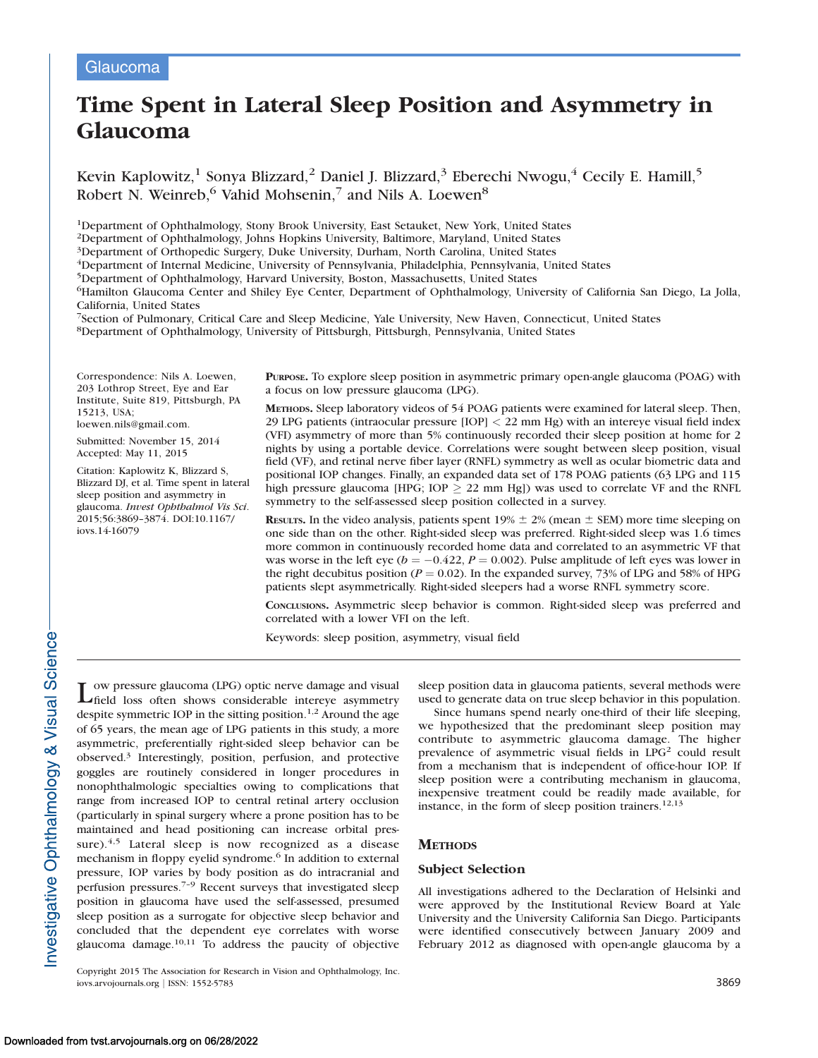Glaucoma

# Time Spent in Lateral Sleep Position and Asymmetry in Glaucoma

Kevin Kaplowitz,[1] Sonya Blizzard,[2] Daniel J. Blizzard,[3] Eberechi Nwogu,[4] Cecily E. Hamill,[5] Robert N. Weinreb,[6] Vahid Mohsenin,[7] and Nils A. Loewen[8]

[1]Department of Ophthalmology, Stony Brook University, East Setauket, New York, United States
[2]Department of Ophthalmology, Johns Hopkins University, Baltimore, Maryland, United States
[3]Department of Orthopedic Surgery, Duke University, Durham, North Carolina, United States
[4]Department of Internal Medicine, University of Pennsylvania, Philadelphia, Pennsylvania, United States
[5]Department of Ophthalmology, Harvard University, Boston, Massachusetts, United States
[6]Hamilton Glaucoma Center and Shiley Eye Center, Department of Ophthalmology, University of California San Diego, La Jolla, California, United States
[7]Section of Pulmonary, Critical Care and Sleep Medicine, Yale University, New Haven, Connecticut, United States
[8]Department of Ophthalmology, University of Pittsburgh, Pittsburgh, Pennsylvania, United States

Correspondence: Nils A. Loewen, 203 Lothrop Street, Eye and Ear Institute, Suite 819, Pittsburgh, PA 15213, USA;
loewen.nils@gmail.com.

Submitted: November 15, 2014
Accepted: May 11, 2015

Citation: Kaplowitz K, Blizzard S, Blizzard DJ, et al. Time spent in lateral sleep position and asymmetry in glaucoma. *Invest Ophthalmol Vis Sci*. 2015;56:3869–3874. DOI:10.1167/iovs.14-16079

**Purpose.** To explore sleep position in asymmetric primary open-angle glaucoma (POAG) with a focus on low pressure glaucoma (LPG).

**Methods.** Sleep laboratory videos of 54 POAG patients were examined for lateral sleep. Then, 29 LPG patients (intraocular pressure [IOP] < 22 mm Hg) with an intereye visual field index (VFI) asymmetry of more than 5% continuously recorded their sleep position at home for 2 nights by using a portable device. Correlations were sought between sleep position, visual field (VF), and retinal nerve fiber layer (RNFL) symmetry as well as ocular biometric data and positional IOP changes. Finally, an expanded data set of 178 POAG patients (63 LPG and 115 high pressure glaucoma [HPG; IOP ≥ 22 mm Hg]) was used to correlate VF and the RNFL symmetry to the self-assessed sleep position collected in a survey.

**Results.** In the video analysis, patients spent 19% ± 2% (mean ± SEM) more time sleeping on one side than on the other. Right-sided sleep was preferred. Right-sided sleep was 1.6 times more common in continuously recorded home data and correlated to an asymmetric VF that was worse in the left eye ($b = -0.422$, $P = 0.002$). Pulse amplitude of left eyes was lower in the right decubitus position ($P = 0.02$). In the expanded survey, 73% of LPG and 58% of HPG patients slept asymmetrically. Right-sided sleepers had a worse RNFL symmetry score.

**Conclusions.** Asymmetric sleep behavior is common. Right-sided sleep was preferred and correlated with a lower VFI on the left.

Keywords: sleep position, asymmetry, visual field

Low pressure glaucoma (LPG) optic nerve damage and visual field loss often shows considerable intereye asymmetry despite symmetric IOP in the sitting position.[1,2] Around the age of 65 years, the mean age of LPG patients in this study, a more asymmetric, preferentially right-sided sleep behavior can be observed.[3] Interestingly, position, perfusion, and protective goggles are routinely considered in longer procedures in nonophthalmologic specialties owing to complications that range from increased IOP to central retinal artery occlusion (particularly in spinal surgery where a prone position has to be maintained and head positioning can increase orbital pressure).[4,5] Lateral sleep is now recognized as a disease mechanism in floppy eyelid syndrome.[6] In addition to external pressure, IOP varies by body position as do intracranial and perfusion pressures.[7–9] Recent surveys that investigated sleep position in glaucoma have used the self-assessed, presumed sleep position as a surrogate for objective sleep behavior and concluded that the dependent eye correlates with worse glaucoma damage.[10,11] To address the paucity of objective sleep position data in glaucoma patients, several methods were used to generate data on true sleep behavior in this population.

Since humans spend nearly one-third of their life sleeping, we hypothesized that the predominant sleep position may contribute to asymmetric glaucoma damage. The higher prevalence of asymmetric visual fields in LPG[2] could result from a mechanism that is independent of office-hour IOP. If sleep position were a contributing mechanism in glaucoma, inexpensive treatment could be readily made available, for instance, in the form of sleep position trainers.[12,13]

## Methods

### Subject Selection

All investigations adhered to the Declaration of Helsinki and were approved by the Institutional Review Board at Yale University and the University California San Diego. Participants were identified consecutively between January 2009 and February 2012 as diagnosed with open-angle glaucoma by a

Copyright 2015 The Association for Research in Vision and Ophthalmology, Inc.
iovs.arvojournals.org | ISSN: 1552-5783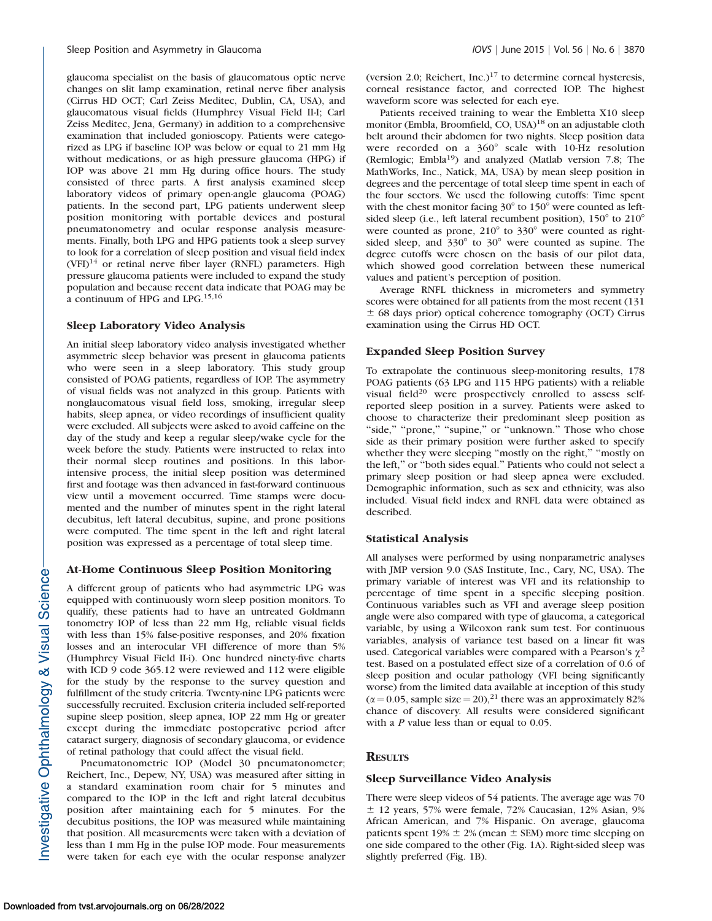glaucoma specialist on the basis of glaucomatous optic nerve changes on slit lamp examination, retinal nerve fiber analysis (Cirrus HD OCT; Carl Zeiss Meditec, Dublin, CA, USA), and glaucomatous visual fields (Humphrey Visual Field II-I; Carl Zeiss Meditec, Jena, Germany) in addition to a comprehensive examination that included gonioscopy. Patients were categorized as LPG if baseline IOP was below or equal to 21 mm Hg without medications, or as high pressure glaucoma (HPG) if IOP was above 21 mm Hg during office hours. The study consisted of three parts. A first analysis examined sleep laboratory videos of primary open-angle glaucoma (POAG) patients. In the second part, LPG patients underwent sleep position monitoring with portable devices and postural pneumatonometry and ocular response analysis measurements. Finally, both LPG and HPG patients took a sleep survey to look for a correlation of sleep position and visual field index (VFI)[14] or retinal nerve fiber layer (RNFL) parameters. High pressure glaucoma patients were included to expand the study population and because recent data indicate that POAG may be a continuum of HPG and LPG.[15,16]

### Sleep Laboratory Video Analysis

An initial sleep laboratory video analysis investigated whether asymmetric sleep behavior was present in glaucoma patients who were seen in a sleep laboratory. This study group consisted of POAG patients, regardless of IOP. The asymmetry of visual fields was not analyzed in this group. Patients with nonglaucomatous visual field loss, smoking, irregular sleep habits, sleep apnea, or video recordings of insufficient quality were excluded. All subjects were asked to avoid caffeine on the day of the study and keep a regular sleep/wake cycle for the week before the study. Patients were instructed to relax into their normal sleep routines and positions. In this labor-intensive process, the initial sleep position was determined first and footage was then advanced in fast-forward continuous view until a movement occurred. Time stamps were documented and the number of minutes spent in the right lateral decubitus, left lateral decubitus, supine, and prone positions were computed. The time spent in the left and right lateral position was expressed as a percentage of total sleep time.

### At-Home Continuous Sleep Position Monitoring

A different group of patients who had asymmetric LPG was equipped with continuously worn sleep position monitors. To qualify, these patients had to have an untreated Goldmann tonometry IOP of less than 22 mm Hg, reliable visual fields with less than 15% false-positive responses, and 20% fixation losses and an interocular VFI difference of more than 5% (Humphrey Visual Field II-i). One hundred ninety-five charts with ICD 9 code 365.12 were reviewed and 112 were eligible for the study by the response to the survey question and fulfillment of the study criteria. Twenty-nine LPG patients were successfully recruited. Exclusion criteria included self-reported supine sleep position, sleep apnea, IOP 22 mm Hg or greater except during the immediate postoperative period after cataract surgery, diagnosis of secondary glaucoma, or evidence of retinal pathology that could affect the visual field.

Pneumatonometric IOP (Model 30 pneumatonometer; Reichert, Inc., Depew, NY, USA) was measured after sitting in a standard examination room chair for 5 minutes and compared to the IOP in the left and right lateral decubitus position after maintaining each for 5 minutes. For the decubitus positions, the IOP was measured while maintaining that position. All measurements were taken with a deviation of less than 1 mm Hg in the pulse IOP mode. Four measurements were taken for each eye with the ocular response analyzer (version 2.0; Reichert, Inc.)[17] to determine corneal hysteresis, corneal resistance factor, and corrected IOP. The highest waveform score was selected for each eye.

Patients received training to wear the Embletta X10 sleep monitor (Embla, Broomfield, CO, USA)[18] on an adjustable cloth belt around their abdomen for two nights. Sleep position data were recorded on a 360° scale with 10-Hz resolution (Remlogic; Embla[19]) and analyzed (Matlab version 7.8; The MathWorks, Inc., Natick, MA, USA) by mean sleep position in degrees and the percentage of total sleep time spent in each of the four sectors. We used the following cutoffs: Time spent with the chest monitor facing 30° to 150° were counted as left-sided sleep (i.e., left lateral recumbent position), 150° to 210° were counted as prone, 210° to 330° were counted as right-sided sleep, and 330° to 30° were counted as supine. The degree cutoffs were chosen on the basis of our pilot data, which showed good correlation between these numerical values and patient's perception of position.

Average RNFL thickness in micrometers and symmetry scores were obtained for all patients from the most recent (131 ± 68 days prior) optical coherence tomography (OCT) Cirrus examination using the Cirrus HD OCT.

### Expanded Sleep Position Survey

To extrapolate the continuous sleep-monitoring results, 178 POAG patients (63 LPG and 115 HPG patients) with a reliable visual field[20] were prospectively enrolled to assess self-reported sleep position in a survey. Patients were asked to choose to characterize their predominant sleep position as "side," "prone," "supine," or "unknown." Those who chose side as their primary position were further asked to specify whether they were sleeping "mostly on the right," "mostly on the left," or "both sides equal." Patients who could not select a primary sleep position or had sleep apnea were excluded. Demographic information, such as sex and ethnicity, was also included. Visual field index and RNFL data were obtained as described.

### Statistical Analysis

All analyses were performed by using nonparametric analyses with JMP version 9.0 (SAS Institute, Inc., Cary, NC, USA). The primary variable of interest was VFI and its relationship to percentage of time spent in a specific sleeping position. Continuous variables such as VFI and average sleep position angle were also compared with type of glaucoma, a categorical variable, by using a Wilcoxon rank sum test. For continuous variables, analysis of variance test based on a linear fit was used. Categorical variables were compared with a Pearson's $\chi^2$ test. Based on a postulated effect size of a correlation of 0.6 of sleep position and ocular pathology (VFI being significantly worse) from the limited data available at inception of this study ($\alpha = 0.05$, sample size $= 20$),[21] there was an approximately 82% chance of discovery. All results were considered significant with a $P$ value less than or equal to 0.05.

## Results

### Sleep Surveillance Video Analysis

There were sleep videos of 54 patients. The average age was 70 ± 12 years, 57% were female, 72% Caucasian, 12% Asian, 9% African American, and 7% Hispanic. On average, glaucoma patients spent 19% ± 2% (mean ± SEM) more time sleeping on one side compared to the other (Fig. 1A). Right-sided sleep was slightly preferred (Fig. 1B).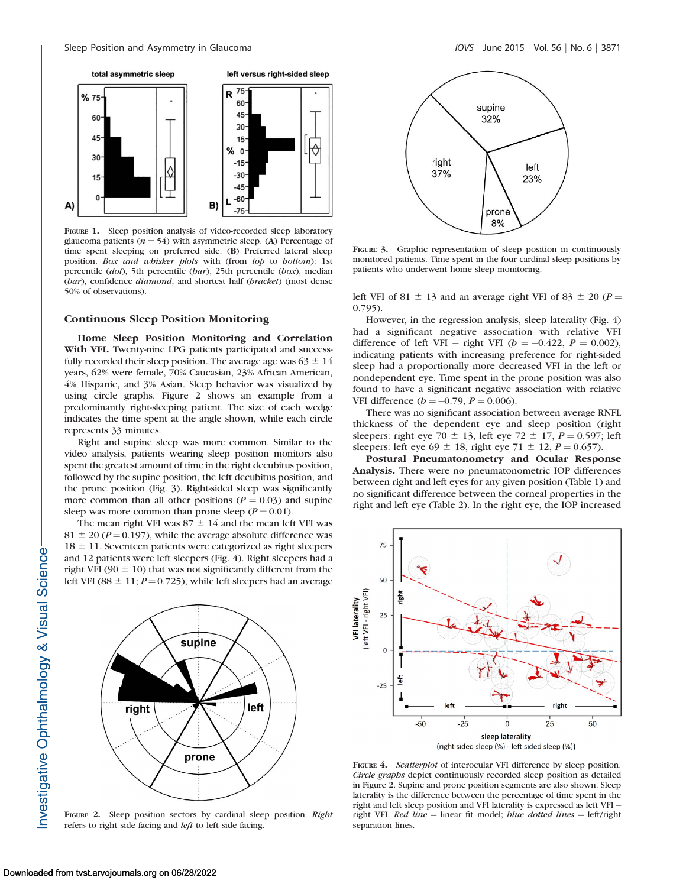**Figure 1.** Sleep position analysis of video-recorded sleep laboratory glaucoma patients ($n = 54$) with asymmetric sleep. (**A**) Percentage of time spent sleeping on preferred side. (**B**) Preferred lateral sleep position. *Box and whisker plots* with (from *top* to *bottom*): 1st percentile (*dot*), 5th percentile (*bar*), 25th percentile (*box*), median (*bar*), confidence *diamond*, and shortest half (*bracket*) (most dense 50% of observations).

### Continuous Sleep Position Monitoring

**Home Sleep Position Monitoring and Correlation With VFI.** Twenty-nine LPG patients participated and successfully recorded their sleep position. The average age was 63 ± 14 years, 62% were female, 70% Caucasian, 23% African American, 4% Hispanic, and 3% Asian. Sleep behavior was visualized by using circle graphs. Figure 2 shows an example from a predominantly right-sleeping patient. The size of each wedge indicates the time spent at the angle shown, while each circle represents 33 minutes.

Right and supine sleep was more common. Similar to the video analysis, patients wearing sleep position monitors also spent the greatest amount of time in the right decubitus position, followed by the supine position, the left decubitus position, and the prone position (Fig. 3). Right-sided sleep was significantly more common than all other positions ($P = 0.03$) and supine sleep was more common than prone sleep ($P = 0.01$).

The mean right VFI was 87 ± 14 and the mean left VFI was 81 ± 20 ($P = 0.197$), while the average absolute difference was 18 ± 11. Seventeen patients were categorized as right sleepers and 12 patients were left sleepers (Fig. 4). Right sleepers had a right VFI (90 ± 10) that was not significantly different from the left VFI (88 ± 11; $P = 0.725$), while left sleepers had an average left VFI of 81 ± 13 and an average right VFI of 83 ± 20 ($P = 0.795$).

However, in the regression analysis, sleep laterality (Fig. 4) had a significant negative association with relative VFI difference of left VFI − right VFI ($b = -0.422$, $P = 0.002$), indicating patients with increasing preference for right-sided sleep had a proportionally more decreased VFI in the left or nondependent eye. Time spent in the prone position was also found to have a significant negative association with relative VFI difference ($b = -0.79$, $P = 0.006$).

There was no significant association between average RNFL thickness of the dependent eye and sleep position (right sleepers: right eye 70 ± 13, left eye 72 ± 17, $P = 0.597$; left sleepers: left eye 69 ± 18, right eye 71 ± 12, $P = 0.657$).

**Postural Pneumatonometry and Ocular Response Analysis.** There were no pneumatonometric IOP differences between right and left eyes for any given position (Table 1) and no significant difference between the corneal properties in the right and left eye (Table 2). In the right eye, the IOP increased

**Figure 2.** Sleep position sectors by cardinal sleep position. *Right* refers to right side facing and *left* to left side facing.

**Figure 3.** Graphic representation of sleep position in continuously monitored patients. Time spent in the four cardinal sleep positions by patients who underwent home sleep monitoring.

**Figure 4.** *Scatterplot* of interocular VFI difference by sleep position. *Circle graphs* depict continuously recorded sleep position as detailed in Figure 2. Supine and prone position segments are also shown. Sleep laterality is the difference between the percentage of time spent in the right and left sleep position and VFI laterality is expressed as left VFI − right VFI. *Red line* = linear fit model; *blue dotted lines* = left/right separation lines.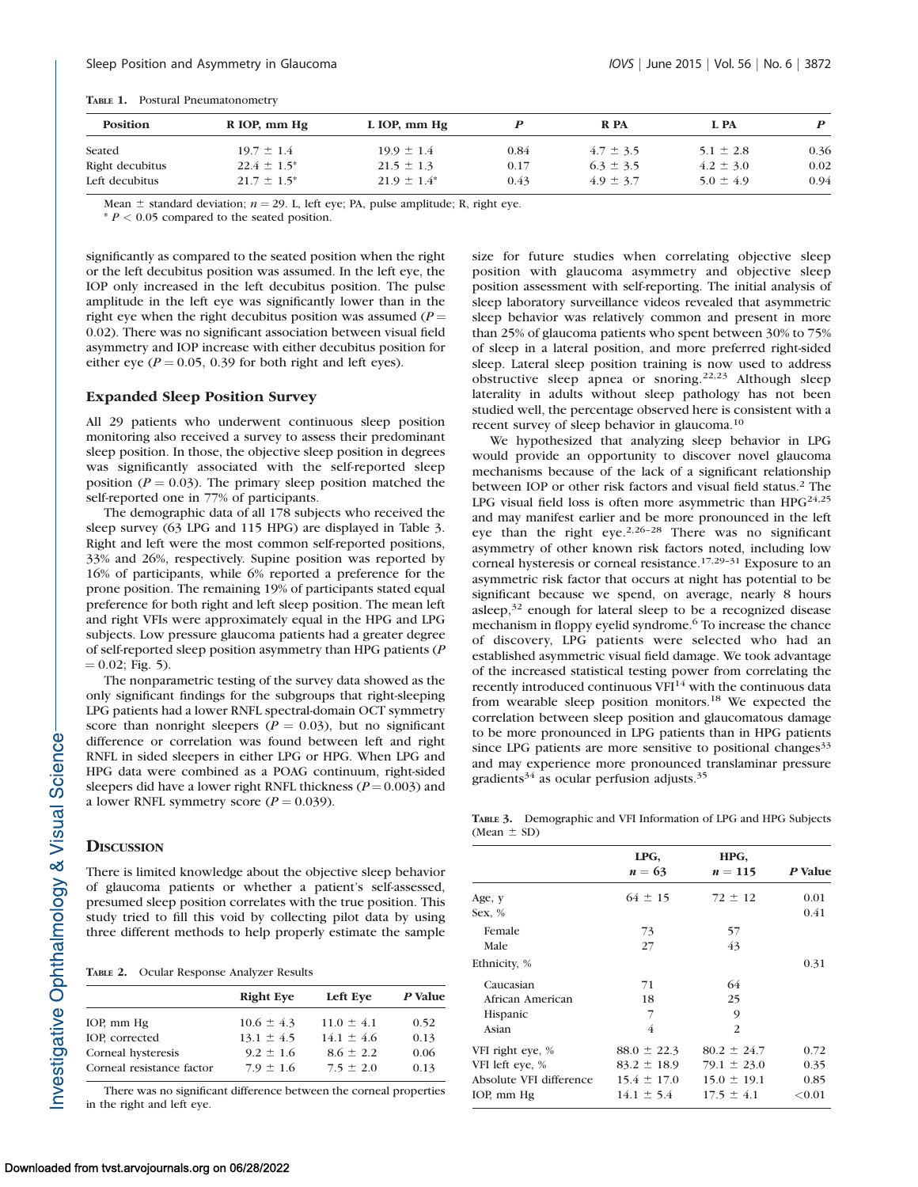TABLE 1. Postural Pneumatonometry

| Position | R IOP, mm Hg | L IOP, mm Hg | P | R PA | L PA | P |
|---|---|---|---|---|---|---|
| Seated | 19.7 ± 1.4 | 19.9 ± 1.4 | 0.84 | 4.7 ± 3.5 | 5.1 ± 2.8 | 0.36 |
| Right decubitus | 22.4 ± 1.5* | 21.5 ± 1.3 | 0.17 | 6.3 ± 3.5 | 4.2 ± 3.0 | 0.02 |
| Left decubitus | 21.7 ± 1.5* | 21.9 ± 1.4* | 0.43 | 4.9 ± 3.7 | 5.0 ± 4.9 | 0.94 |

Mean ± standard deviation; $n = 29$. L, left eye; PA, pulse amplitude; R, right eye.

* $P < 0.05$ compared to the seated position.

significantly as compared to the seated position when the right or the left decubitus position was assumed. In the left eye, the IOP only increased in the left decubitus position. The pulse amplitude in the left eye was significantly lower than in the right eye when the right decubitus position was assumed ($P = 0.02$). There was no significant association between visual field asymmetry and IOP increase with either decubitus position for either eye ($P = 0.05$, 0.39 for both right and left eyes).

### Expanded Sleep Position Survey

All 29 patients who underwent continuous sleep position monitoring also received a survey to assess their predominant sleep position. In those, the objective sleep position in degrees was significantly associated with the self-reported sleep position ($P = 0.03$). The primary sleep position matched the self-reported one in 77% of participants.

The demographic data of all 178 subjects who received the sleep survey (63 LPG and 115 HPG) are displayed in Table 3. Right and left were the most common self-reported positions, 33% and 26%, respectively. Supine position was reported by 16% of participants, while 6% reported a preference for the prone position. The remaining 19% of participants stated equal preference for both right and left sleep position. The mean left and right VFIs were approximately equal in the HPG and LPG subjects. Low pressure glaucoma patients had a greater degree of self-reported sleep position asymmetry than HPG patients ($P = 0.02$; Fig. 5).

The nonparametric testing of the survey data showed as the only significant findings for the subgroups that right-sleeping LPG patients had a lower RNFL spectral-domain OCT symmetry score than nonright sleepers ($P = 0.03$), but no significant difference or correlation was found between left and right RNFL in sided sleepers in either LPG or HPG. When LPG and HPG data were combined as a POAG continuum, right-sided sleepers did have a lower right RNFL thickness ($P = 0.003$) and a lower RNFL symmetry score ($P = 0.039$).

## Discussion

There is limited knowledge about the objective sleep behavior of glaucoma patients or whether a patient's self-assessed, presumed sleep position correlates with the true position. This study tried to fill this void by collecting pilot data by using three different methods to help properly estimate the sample size for future studies when correlating objective sleep position with glaucoma asymmetry and objective sleep position assessment with self-reporting. The initial analysis of sleep laboratory surveillance videos revealed that asymmetric sleep behavior was relatively common and present in more than 25% of glaucoma patients who spent between 30% to 75% of sleep in a lateral position, and more preferred right-sided sleep. Lateral sleep position training is now used to address obstructive sleep apnea or snoring.[22,23] Although sleep laterality in adults without sleep pathology has not been studied well, the percentage observed here is consistent with a recent survey of sleep behavior in glaucoma.[10]

TABLE 2. Ocular Response Analyzer Results

| | Right Eye | Left Eye | P Value |
|---|---|---|---|
| IOP, mm Hg | 10.6 ± 4.3 | 11.0 ± 4.1 | 0.52 |
| IOP, corrected | 13.1 ± 4.5 | 14.1 ± 4.6 | 0.13 |
| Corneal hysteresis | 9.2 ± 1.6 | 8.6 ± 2.2 | 0.06 |
| Corneal resistance factor | 7.9 ± 1.6 | 7.5 ± 2.0 | 0.13 |

There was no significant difference between the corneal properties in the right and left eye.

We hypothesized that analyzing sleep behavior in LPG would provide an opportunity to discover novel glaucoma mechanisms because of the lack of a significant relationship between IOP or other risk factors and visual field status.[2] The LPG visual field loss is often more asymmetric than HPG[24,25] and may manifest earlier and be more pronounced in the left eye than the right eye.[2,26–28] There was no significant asymmetry of other known risk factors noted, including low corneal hysteresis or corneal resistance.[17,29–31] Exposure to an asymmetric risk factor that occurs at night has potential to be significant because we spend, on average, nearly 8 hours asleep,[32] enough for lateral sleep to be a recognized disease mechanism in floppy eyelid syndrome.[6] To increase the chance of discovery, LPG patients were selected who had an established asymmetric visual field damage. We took advantage of the increased statistical testing power from correlating the recently introduced continuous VFI[14] with the continuous data from wearable sleep position monitors.[18] We expected the correlation between sleep position and glaucomatous damage to be more pronounced in LPG patients than in HPG patients since LPG patients are more sensitive to positional changes[33] and may experience more pronounced translaminar pressure gradients[34] as ocular perfusion adjusts.[35]

TABLE 3. Demographic and VFI Information of LPG and HPG Subjects (Mean ± SD)

| | LPG, $n = 63$ | HPG, $n = 115$ | P Value |
|---|---|---|---|
| Age, y | 64 ± 15 | 72 ± 12 | 0.01 |
| Sex, % | | | 0.41 |
| Female | 73 | 57 | |
| Male | 27 | 43 | |
| Ethnicity, % | | | 0.31 |
| Caucasian | 71 | 64 | |
| African American | 18 | 25 | |
| Hispanic | 7 | 9 | |
| Asian | 4 | 2 | |
| VFI right eye, % | 88.0 ± 22.3 | 80.2 ± 24.7 | 0.72 |
| VFI left eye, % | 83.2 ± 18.9 | 79.1 ± 23.0 | 0.35 |
| Absolute VFI difference | 15.4 ± 17.0 | 15.0 ± 19.1 | 0.85 |
| IOP, mm Hg | 14.1 ± 5.4 | 17.5 ± 4.1 | <0.01 |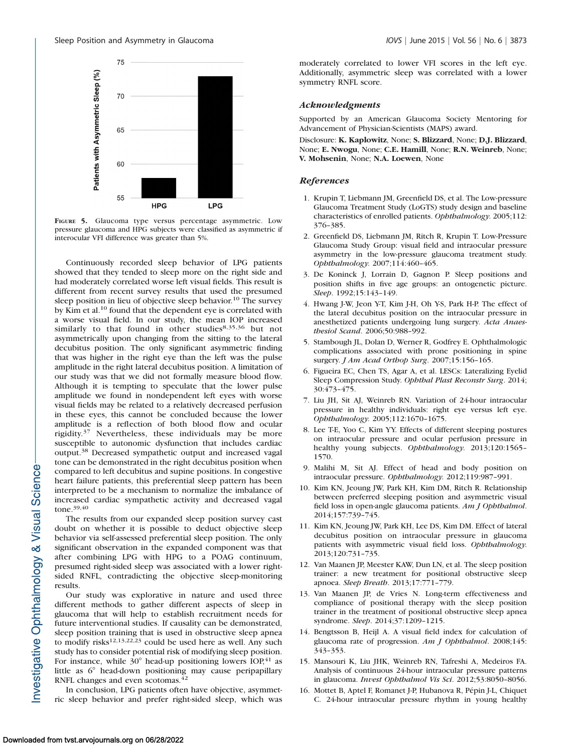**Figure 5.** Glaucoma type versus percentage asymmetric. Low pressure glaucoma and HPG subjects were classified as asymmetric if interocular VFI difference was greater than 5%.

Continuously recorded sleep behavior of LPG patients showed that they tended to sleep more on the right side and had moderately correlated worse left visual fields. This result is different from recent survey results that used the presumed sleep position in lieu of objective sleep behavior.[10] The survey by Kim et al.[10] found that the dependent eye is correlated with a worse visual field. In our study, the mean IOP increased similarly to that found in other studies[8,35,36] but not asymmetrically upon changing from the sitting to the lateral decubitus position. The only significant asymmetric finding that was higher in the right eye than the left was the pulse amplitude in the right lateral decubitus position. A limitation of our study was that we did not formally measure blood flow. Although it is tempting to speculate that the lower pulse amplitude we found in nondependent left eyes with worse visual fields may be related to a relatively decreased perfusion in these eyes, this cannot be concluded because the lower amplitude is a reflection of both blood flow and ocular rigidity.[37] Nevertheless, these individuals may be more susceptible to autonomic dysfunction that includes cardiac output.[38] Decreased sympathetic output and increased vagal tone can be demonstrated in the right decubitus position when compared to left decubitus and supine positions. In congestive heart failure patients, this preferential sleep pattern has been interpreted to be a mechanism to normalize the imbalance of increased cardiac sympathetic activity and decreased vagal tone.[39,40]

The results from our expanded sleep position survey cast doubt on whether it is possible to deduct objective sleep behavior via self-assessed preferential sleep position. The only significant observation in the expanded component was that after combining LPG with HPG to a POAG continuum, presumed right-sided sleep was associated with a lower right-sided RNFL, contradicting the objective sleep-monitoring results.

Our study was explorative in nature and used three different methods to gather different aspects of sleep in glaucoma that will help to establish recruitment needs for future interventional studies. If causality can be demonstrated, sleep position training that is used in obstructive sleep apnea to modify risks[12,13,22,23] could be used here as well. Any such study has to consider potential risk of modifying sleep position. For instance, while 30° head-up positioning lowers IOP,[41] as little as 6° head-down positioning may cause peripapillary RNFL changes and even scotomas.[42]

In conclusion, LPG patients often have objective, asymmetric sleep behavior and prefer right-sided sleep, which was moderately correlated to lower VFI scores in the left eye. Additionally, asymmetric sleep was correlated with a lower symmetry RNFL score.

## Acknowledgments

Supported by an American Glaucoma Society Mentoring for Advancement of Physician-Scientists (MAPS) award.

Disclosure: **K. Kaplowitz**, None; **S. Blizzard**, None; **D.J. Blizzard**, None; **E. Nwogu**, None; **C.E. Hamill**, None; **R.N. Weinreb**, None; **V. Mohsenin**, None; **N.A. Loewen**, None

## References

1. Krupin T, Liebmann JM, Greenfield DS, et al. The Low-pressure Glaucoma Treatment Study (LoGTS) study design and baseline characteristics of enrolled patients. *Ophthalmology*. 2005;112:376–385.
2. Greenfield DS, Liebmann JM, Ritch R, Krupin T. Low-Pressure Glaucoma Study Group: visual field and intraocular pressure asymmetry in the low-pressure glaucoma treatment study. *Ophthalmology*. 2007;114:460–465.
3. De Koninck J, Lorrain D, Gagnon P. Sleep positions and position shifts in five age groups: an ontogenetic picture. *Sleep*. 1992;15:143–149.
4. Hwang J-W, Jeon Y-T, Kim J-H, Oh Y-S, Park H-P. The effect of the lateral decubitus position on the intraocular pressure in anesthetized patients undergoing lung surgery. *Acta Anaesthesiol Scand*. 2006;50:988–992.
5. Stambough JL, Dolan D, Werner R, Godfrey E. Ophthalmologic complications associated with prone positioning in spine surgery. *J Am Acad Orthop Surg*. 2007;15:156–165.
6. Figueira EC, Chen TS, Agar A, et al. LESCs: Lateralizing Eyelid Sleep Compression Study. *Ophthal Plast Reconstr Surg*. 2014;30:473–475.
7. Liu JH, Sit AJ, Weinreb RN. Variation of 24-hour intraocular pressure in healthy individuals: right eye versus left eye. *Ophthalmology*. 2005;112:1670–1675.
8. Lee T-E, Yoo C, Kim YY. Effects of different sleeping postures on intraocular pressure and ocular perfusion pressure in healthy young subjects. *Ophthalmology*. 2013;120:1565–1570.
9. Malihi M, Sit AJ. Effect of head and body position on intraocular pressure. *Ophthalmology*. 2012;119:987–991.
10. Kim KN, Jeoung JW, Park KH, Kim DM, Ritch R. Relationship between preferred sleeping position and asymmetric visual field loss in open-angle glaucoma patients. *Am J Ophthalmol*. 2014;157:739–745.
11. Kim KN, Jeoung JW, Park KH, Lee DS, Kim DM. Effect of lateral decubitus position on intraocular pressure in glaucoma patients with asymmetric visual field loss. *Ophthalmology*. 2013;120:731–735.
12. Van Maanen JP, Meester KAW, Dun LN, et al. The sleep position trainer: a new treatment for positional obstructive sleep apnoea. *Sleep Breath*. 2013;17:771–779.
13. Van Maanen JP, de Vries N. Long-term effectiveness and compliance of positional therapy with the sleep position trainer in the treatment of positional obstructive sleep apnea syndrome. *Sleep*. 2014;37:1209–1215.
14. Bengtsson B, Heijl A. A visual field index for calculation of glaucoma rate of progression. *Am J Ophthalmol*. 2008;145:343–353.
15. Mansouri K, Liu JHK, Weinreb RN, Tafreshi A, Medeiros FA. Analysis of continuous 24-hour intraocular pressure patterns in glaucoma. *Invest Ophthalmol Vis Sci*. 2012;53:8050–8056.
16. Mottet B, Aptel F, Romanet J-P, Hubanova R, Pépin J-L, Chiquet C. 24-hour intraocular pressure rhythm in young healthy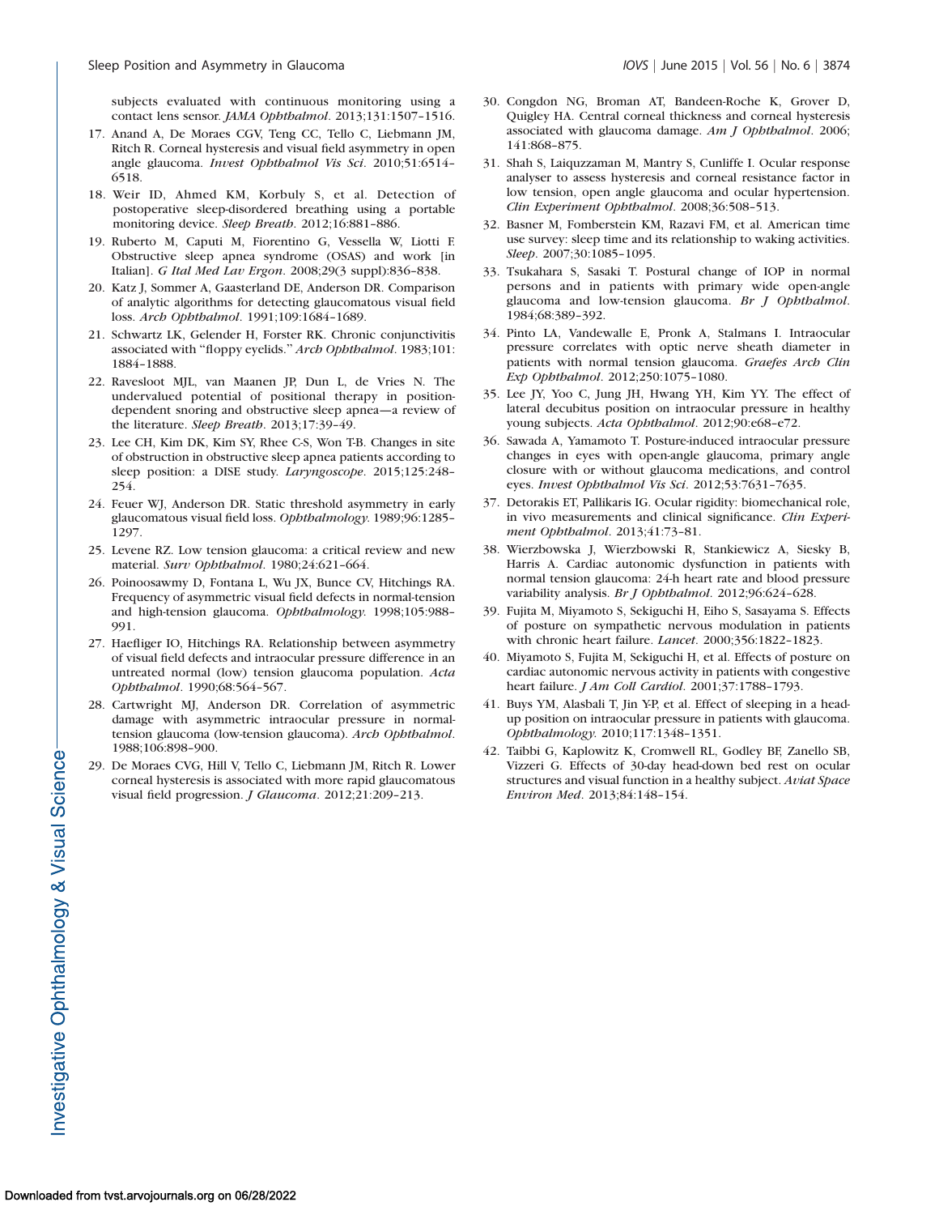subjects evaluated with continuous monitoring using a contact lens sensor. *JAMA Ophthalmol*. 2013;131:1507–1516.

17. Anand A, De Moraes CGV, Teng CC, Tello C, Liebmann JM, Ritch R. Corneal hysteresis and visual field asymmetry in open angle glaucoma. *Invest Ophthalmol Vis Sci*. 2010;51:6514–6518.
18. Weir ID, Ahmed KM, Korbuly S, et al. Detection of postoperative sleep-disordered breathing using a portable monitoring device. *Sleep Breath*. 2012;16:881–886.
19. Ruberto M, Caputi M, Fiorentino G, Vessella W, Liotti F. Obstructive sleep apnea syndrome (OSAS) and work [in Italian]. *G Ital Med Lav Ergon*. 2008;29(3 suppl):836–838.
20. Katz J, Sommer A, Gaasterland DE, Anderson DR. Comparison of analytic algorithms for detecting glaucomatous visual field loss. *Arch Ophthalmol*. 1991;109:1684–1689.
21. Schwartz LK, Gelender H, Forster RK. Chronic conjunctivitis associated with "floppy eyelids." *Arch Ophthalmol*. 1983;101:1884–1888.
22. Ravesloot MJL, van Maanen JP, Dun L, de Vries N. The undervalued potential of positional therapy in position-dependent snoring and obstructive sleep apnea—a review of the literature. *Sleep Breath*. 2013;17:39–49.
23. Lee CH, Kim DK, Kim SY, Rhee C-S, Won T-B. Changes in site of obstruction in obstructive sleep apnea patients according to sleep position: a DISE study. *Laryngoscope*. 2015;125:248–254.
24. Feuer WJ, Anderson DR. Static threshold asymmetry in early glaucomatous visual field loss. *Ophthalmology*. 1989;96:1285–1297.
25. Levene RZ. Low tension glaucoma: a critical review and new material. *Surv Ophthalmol*. 1980;24:621–664.
26. Poinoosawmy D, Fontana L, Wu JX, Bunce CV, Hitchings RA. Frequency of asymmetric visual field defects in normal-tension and high-tension glaucoma. *Ophthalmology*. 1998;105:988–991.
27. Haefliger IO, Hitchings RA. Relationship between asymmetry of visual field defects and intraocular pressure difference in an untreated normal (low) tension glaucoma population. *Acta Ophthalmol*. 1990;68:564–567.
28. Cartwright MJ, Anderson DR. Correlation of asymmetric damage with asymmetric intraocular pressure in normal-tension glaucoma (low-tension glaucoma). *Arch Ophthalmol*. 1988;106:898–900.
29. De Moraes CVG, Hill V, Tello C, Liebmann JM, Ritch R. Lower corneal hysteresis is associated with more rapid glaucomatous visual field progression. *J Glaucoma*. 2012;21:209–213.
30. Congdon NG, Broman AT, Bandeen-Roche K, Grover D, Quigley HA. Central corneal thickness and corneal hysteresis associated with glaucoma damage. *Am J Ophthalmol*. 2006;141:868–875.
31. Shah S, Laiquzzaman M, Mantry S, Cunliffe I. Ocular response analyser to assess hysteresis and corneal resistance factor in low tension, open angle glaucoma and ocular hypertension. *Clin Experiment Ophthalmol*. 2008;36:508–513.
32. Basner M, Fomberstein KM, Razavi FM, et al. American time use survey: sleep time and its relationship to waking activities. *Sleep*. 2007;30:1085–1095.
33. Tsukahara S, Sasaki T. Postural change of IOP in normal persons and in patients with primary wide open-angle glaucoma and low-tension glaucoma. *Br J Ophthalmol*. 1984;68:389–392.
34. Pinto LA, Vandewalle E, Pronk A, Stalmans I. Intraocular pressure correlates with optic nerve sheath diameter in patients with normal tension glaucoma. *Graefes Arch Clin Exp Ophthalmol*. 2012;250:1075–1080.
35. Lee JY, Yoo C, Jung JH, Hwang YH, Kim YY. The effect of lateral decubitus position on intraocular pressure in healthy young subjects. *Acta Ophthalmol*. 2012;90:e68–e72.
36. Sawada A, Yamamoto T. Posture-induced intraocular pressure changes in eyes with open-angle glaucoma, primary angle closure with or without glaucoma medications, and control eyes. *Invest Ophthalmol Vis Sci*. 2012;53:7631–7635.
37. Detorakis ET, Pallikaris IG. Ocular rigidity: biomechanical role, in vivo measurements and clinical significance. *Clin Experiment Ophthalmol*. 2013;41:73–81.
38. Wierzbowska J, Wierzbowski R, Stankiewicz A, Siesky B, Harris A. Cardiac autonomic dysfunction in patients with normal tension glaucoma: 24-h heart rate and blood pressure variability analysis. *Br J Ophthalmol*. 2012;96:624–628.
39. Fujita M, Miyamoto S, Sekiguchi H, Eiho S, Sasayama S. Effects of posture on sympathetic nervous modulation in patients with chronic heart failure. *Lancet*. 2000;356:1822–1823.
40. Miyamoto S, Fujita M, Sekiguchi H, et al. Effects of posture on cardiac autonomic nervous activity in patients with congestive heart failure. *J Am Coll Cardiol*. 2001;37:1788–1793.
41. Buys YM, Alasbali T, Jin Y-P, et al. Effect of sleeping in a head-up position on intraocular pressure in patients with glaucoma. *Ophthalmology*. 2010;117:1348–1351.
42. Taibbi G, Kaplowitz K, Cromwell RL, Godley BF, Zanello SB, Vizzeri G. Effects of 30-day head-down bed rest on ocular structures and visual function in a healthy subject. *Aviat Space Environ Med*. 2013;84:148–154.